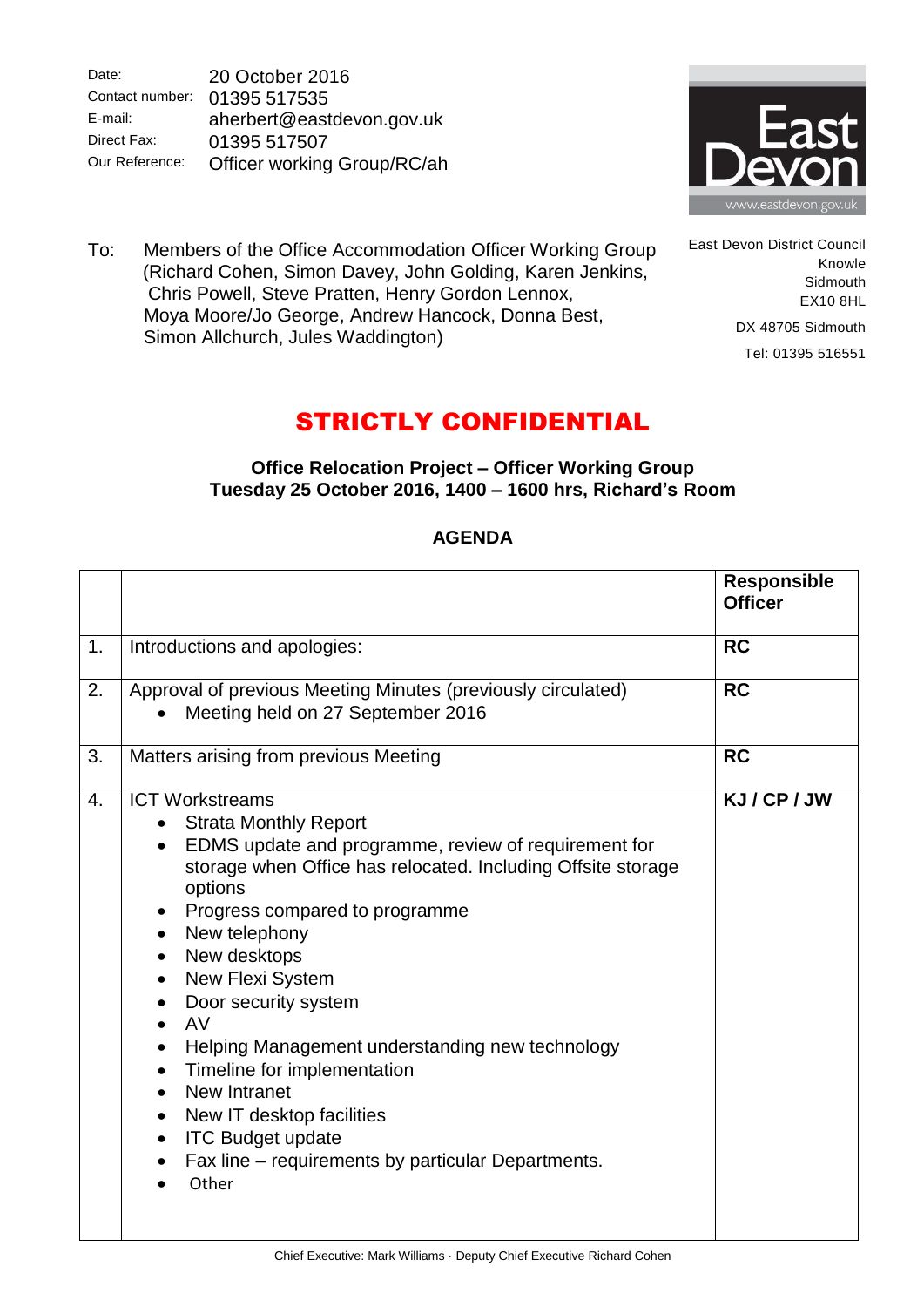Date: 20 October 2016
Contact number: 01395 517535
E-mail: aherbert@eastdevon.gov.uk
Direct Fax: 01395 517507
Our Reference: Officer working Group/RC/ah

East Devon
www.eastdevon.gov.uk

To: Members of the Office Accommodation Officer Working Group (Richard Cohen, Simon Davey, John Golding, Karen Jenkins, Chris Powell, Steve Pratten, Henry Gordon Lennox, Moya Moore/Jo George, Andrew Hancock, Donna Best, Simon Allchurch, Jules Waddington)

East Devon District Council
Knowle
Sidmouth
EX10 8HL

DX 48705 Sidmouth

Tel: 01395 516551

# STRICTLY CONFIDENTIAL

**Office Relocation Project – Officer Working Group**
**Tuesday 25 October 2016, 1400 – 1600 hrs, Richard's Room**

## AGENDA

| | | Responsible Officer |
|---|---|---|
| 1. | Introductions and apologies: | **RC** |
| 2. | Approval of previous Meeting Minutes (previously circulated)<br>• Meeting held on 27 September 2016 | **RC** |
| 3. | Matters arising from previous Meeting | **RC** |
| 4. | ICT Workstreams<br>• Strata Monthly Report<br>• EDMS update and programme, review of requirement for storage when Office has relocated. Including Offsite storage options<br>• Progress compared to programme<br>• New telephony<br>• New desktops<br>• New Flexi System<br>• Door security system<br>• AV<br>• Helping Management understanding new technology<br>• Timeline for implementation<br>• New Intranet<br>• New IT desktop facilities<br>• ITC Budget update<br>• Fax line – requirements by particular Departments.<br>• Other | **KJ / CP / JW** |

Chief Executive: Mark Williams · Deputy Chief Executive Richard Cohen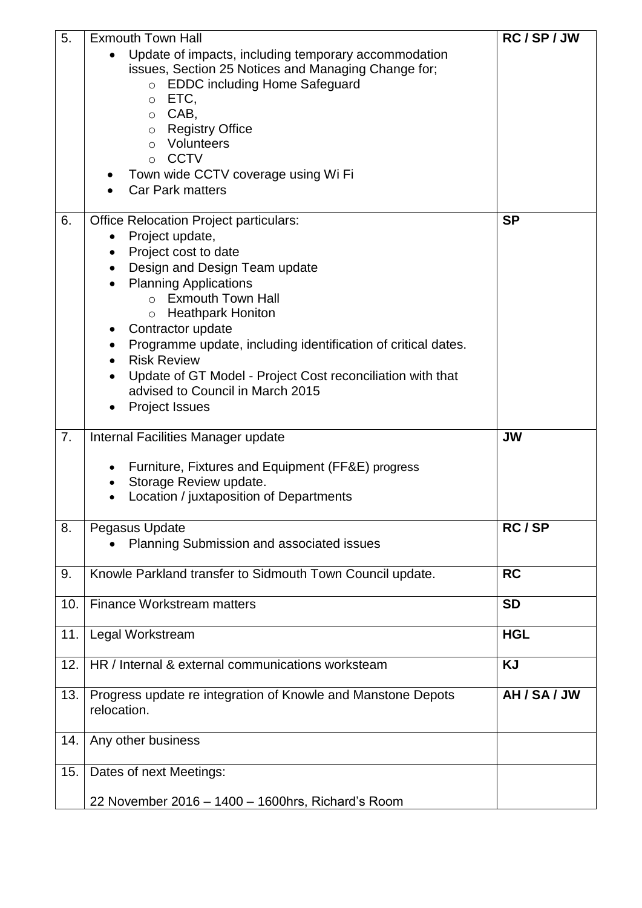| | | |
|---|---|---|
| 5. | Exmouth Town Hall<br>• Update of impacts, including temporary accommodation issues, Section 25 Notices and Managing Change for;<br>  ○ EDDC including Home Safeguard<br>  ○ ETC,<br>  ○ CAB,<br>  ○ Registry Office<br>  ○ Volunteers<br>  ○ CCTV<br>• Town wide CCTV coverage using Wi Fi<br>• Car Park matters | **RC / SP / JW** |
| 6. | Office Relocation Project particulars:<br>• Project update,<br>• Project cost to date<br>• Design and Design Team update<br>• Planning Applications<br>  ○ Exmouth Town Hall<br>  ○ Heathpark Honiton<br>• Contractor update<br>• Programme update, including identification of critical dates.<br>• Risk Review<br>• Update of GT Model - Project Cost reconciliation with that advised to Council in March 2015<br>• Project Issues | **SP** |
| 7. | Internal Facilities Manager update<br><br>• Furniture, Fixtures and Equipment (FF&E) progress<br>• Storage Review update.<br>• Location / juxtaposition of Departments | **JW** |
| 8. | Pegasus Update<br>• Planning Submission and associated issues | **RC / SP** |
| 9. | Knowle Parkland transfer to Sidmouth Town Council update. | **RC** |
| 10. | Finance Workstream matters | **SD** |
| 11. | Legal Workstream | **HGL** |
| 12. | HR / Internal & external communications worksteam | **KJ** |
| 13. | Progress update re integration of Knowle and Manstone Depots relocation. | **AH / SA / JW** |
| 14. | Any other business | |
| 15. | Dates of next Meetings:<br><br>22 November 2016 – 1400 – 1600hrs, Richard's Room | |